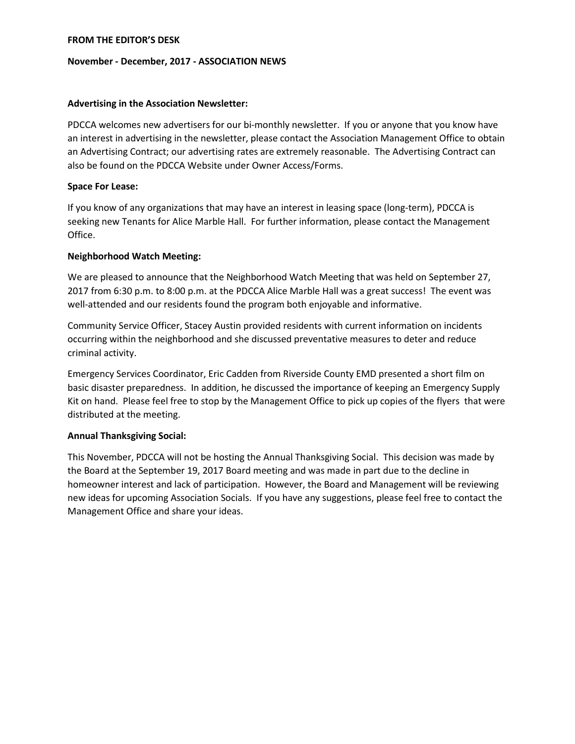**FROM THE EDITOR'S DESK**

**November - December, 2017 - ASSOCIATION NEWS**

**Advertising in the Association Newsletter:**

PDCCA welcomes new advertisers for our bi-monthly newsletter. If you or anyone that you know have an interest in advertising in the newsletter, please contact the Association Management Office to obtain an Advertising Contract; our advertising rates are extremely reasonable. The Advertising Contract can also be found on the PDCCA Website under Owner Access/Forms.

**Space For Lease:**

If you know of any organizations that may have an interest in leasing space (long-term), PDCCA is seeking new Tenants for Alice Marble Hall. For further information, please contact the Management Office.

**Neighborhood Watch Meeting:**

We are pleased to announce that the Neighborhood Watch Meeting that was held on September 27, 2017 from 6:30 p.m. to 8:00 p.m. at the PDCCA Alice Marble Hall was a great success! The event was well-attended and our residents found the program both enjoyable and informative.

Community Service Officer, Stacey Austin provided residents with current information on incidents occurring within the neighborhood and she discussed preventative measures to deter and reduce criminal activity.

Emergency Services Coordinator, Eric Cadden from Riverside County EMD presented a short film on basic disaster preparedness. In addition, he discussed the importance of keeping an Emergency Supply Kit on hand. Please feel free to stop by the Management Office to pick up copies of the flyers that were distributed at the meeting.

**Annual Thanksgiving Social:**

This November, PDCCA will not be hosting the Annual Thanksgiving Social. This decision was made by the Board at the September 19, 2017 Board meeting and was made in part due to the decline in homeowner interest and lack of participation. However, the Board and Management will be reviewing new ideas for upcoming Association Socials. If you have any suggestions, please feel free to contact the Management Office and share your ideas.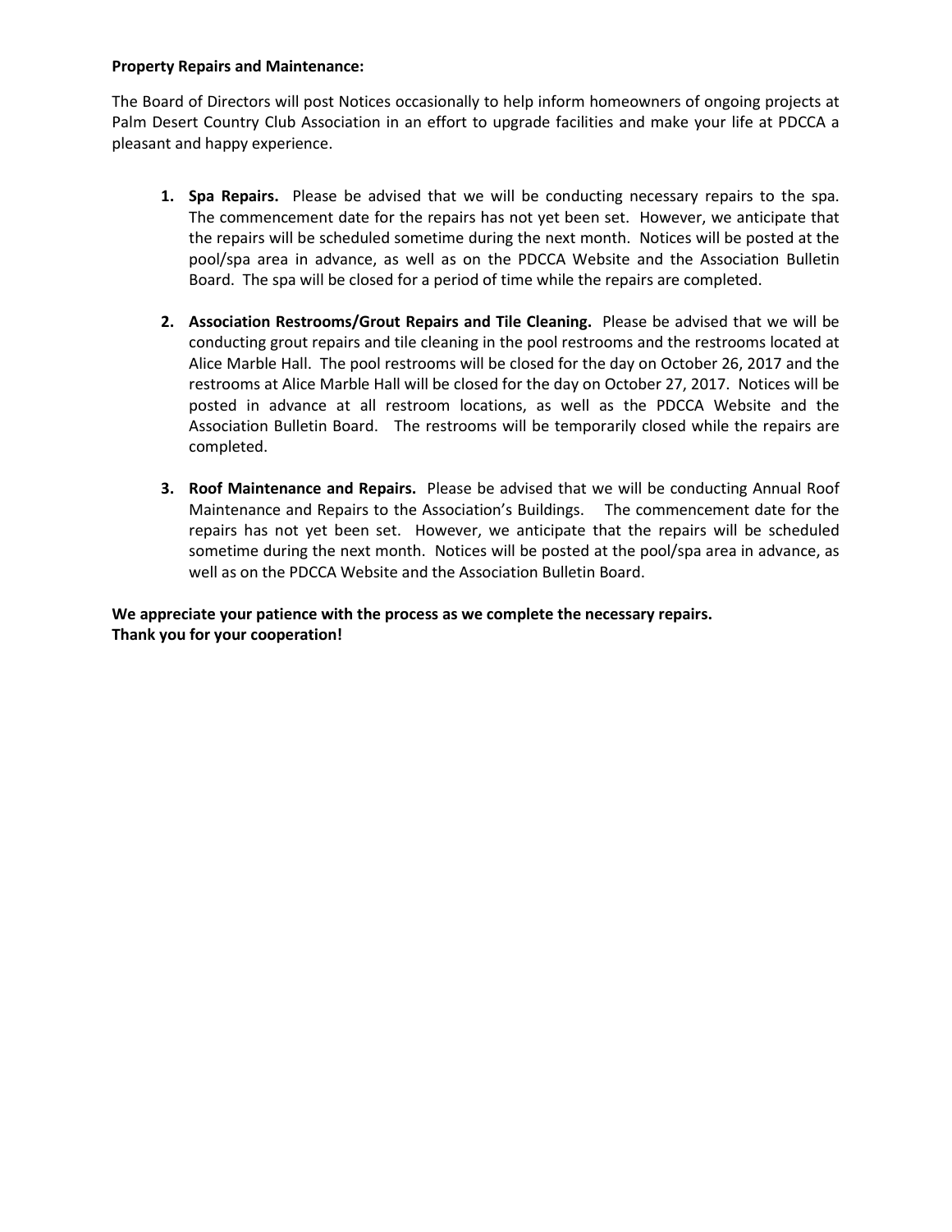**Property Repairs and Maintenance:**

The Board of Directors will post Notices occasionally to help inform homeowners of ongoing projects at Palm Desert Country Club Association in an effort to upgrade facilities and make your life at PDCCA a pleasant and happy experience.

1. **Spa Repairs.** Please be advised that we will be conducting necessary repairs to the spa. The commencement date for the repairs has not yet been set. However, we anticipate that the repairs will be scheduled sometime during the next month. Notices will be posted at the pool/spa area in advance, as well as on the PDCCA Website and the Association Bulletin Board. The spa will be closed for a period of time while the repairs are completed.

2. **Association Restrooms/Grout Repairs and Tile Cleaning.** Please be advised that we will be conducting grout repairs and tile cleaning in the pool restrooms and the restrooms located at Alice Marble Hall. The pool restrooms will be closed for the day on October 26, 2017 and the restrooms at Alice Marble Hall will be closed for the day on October 27, 2017. Notices will be posted in advance at all restroom locations, as well as the PDCCA Website and the Association Bulletin Board. The restrooms will be temporarily closed while the repairs are completed.

3. **Roof Maintenance and Repairs.** Please be advised that we will be conducting Annual Roof Maintenance and Repairs to the Association's Buildings. The commencement date for the repairs has not yet been set. However, we anticipate that the repairs will be scheduled sometime during the next month. Notices will be posted at the pool/spa area in advance, as well as on the PDCCA Website and the Association Bulletin Board.

**We appreciate your patience with the process as we complete the necessary repairs.**
**Thank you for your cooperation!**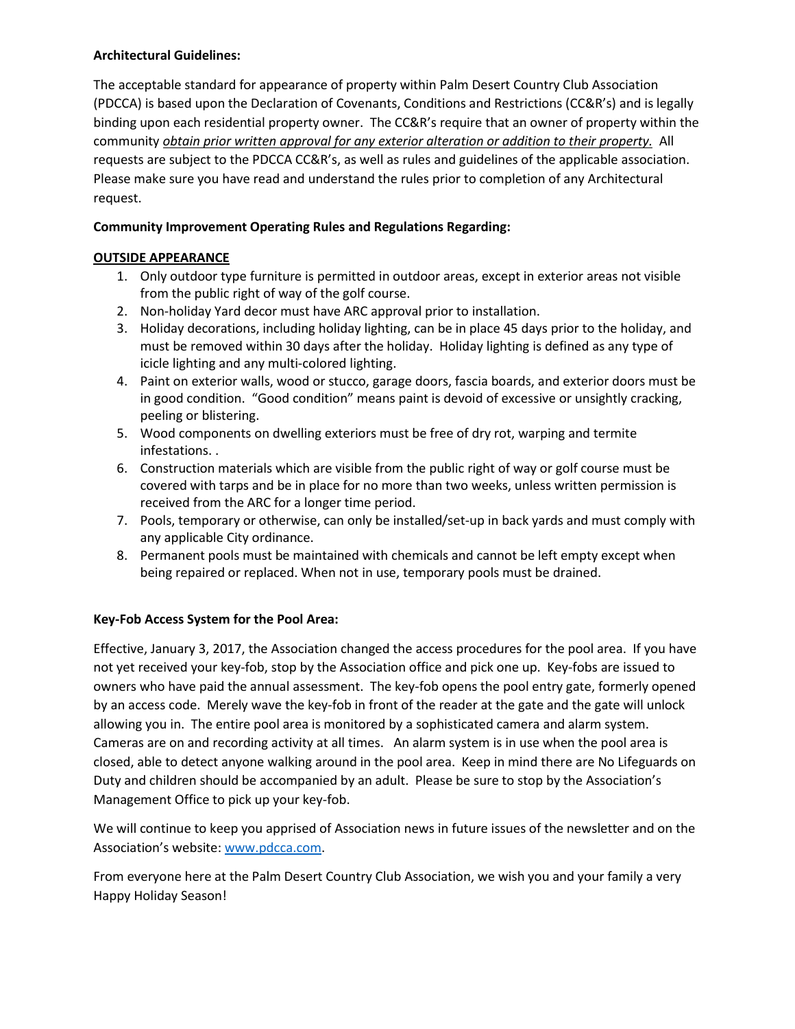**Architectural Guidelines:**

The acceptable standard for appearance of property within Palm Desert Country Club Association (PDCCA) is based upon the Declaration of Covenants, Conditions and Restrictions (CC&R's) and is legally binding upon each residential property owner. The CC&R's require that an owner of property within the community ***obtain prior written approval for any exterior alteration or addition to their property.*** All requests are subject to the PDCCA CC&R's, as well as rules and guidelines of the applicable association. Please make sure you have read and understand the rules prior to completion of any Architectural request.

**Community Improvement Operating Rules and Regulations Regarding:**

**OUTSIDE APPEARANCE**

1. Only outdoor type furniture is permitted in outdoor areas, except in exterior areas not visible from the public right of way of the golf course.
2. Non-holiday Yard decor must have ARC approval prior to installation.
3. Holiday decorations, including holiday lighting, can be in place 45 days prior to the holiday, and must be removed within 30 days after the holiday. Holiday lighting is defined as any type of icicle lighting and any multi-colored lighting.
4. Paint on exterior walls, wood or stucco, garage doors, fascia boards, and exterior doors must be in good condition. "Good condition" means paint is devoid of excessive or unsightly cracking, peeling or blistering.
5. Wood components on dwelling exteriors must be free of dry rot, warping and termite infestations. .
6. Construction materials which are visible from the public right of way or golf course must be covered with tarps and be in place for no more than two weeks, unless written permission is received from the ARC for a longer time period.
7. Pools, temporary or otherwise, can only be installed/set-up in back yards and must comply with any applicable City ordinance.
8. Permanent pools must be maintained with chemicals and cannot be left empty except when being repaired or replaced. When not in use, temporary pools must be drained.

**Key-Fob Access System for the Pool Area:**

Effective, January 3, 2017, the Association changed the access procedures for the pool area. If you have not yet received your key-fob, stop by the Association office and pick one up. Key-fobs are issued to owners who have paid the annual assessment. The key-fob opens the pool entry gate, formerly opened by an access code. Merely wave the key-fob in front of the reader at the gate and the gate will unlock allowing you in. The entire pool area is monitored by a sophisticated camera and alarm system. Cameras are on and recording activity at all times. An alarm system is in use when the pool area is closed, able to detect anyone walking around in the pool area. Keep in mind there are No Lifeguards on Duty and children should be accompanied by an adult. Please be sure to stop by the Association's Management Office to pick up your key-fob.

We will continue to keep you apprised of Association news in future issues of the newsletter and on the Association's website: [www.pdcca.com](http://www.pdcca.com).

From everyone here at the Palm Desert Country Club Association, we wish you and your family a very Happy Holiday Season!